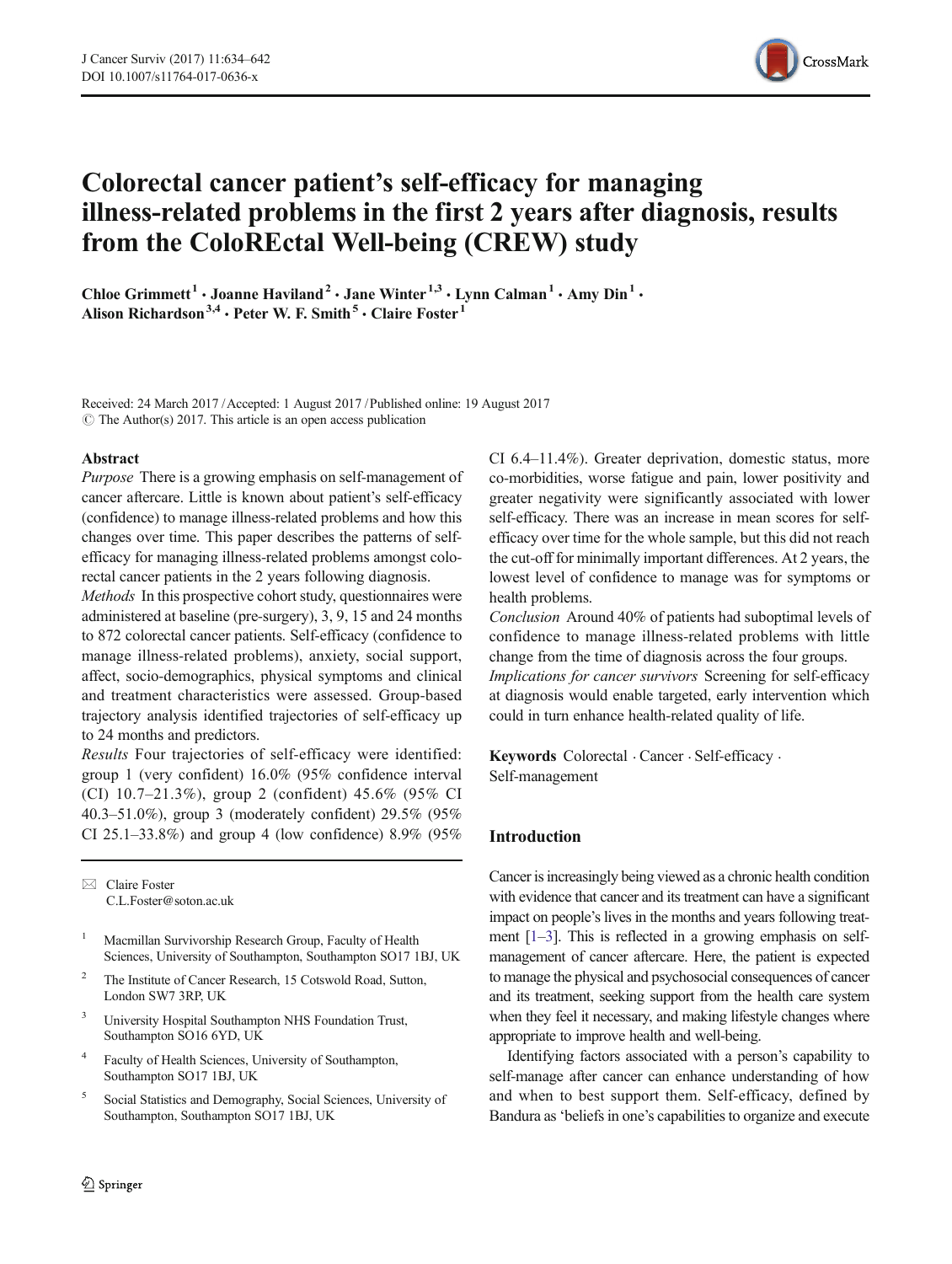# Colorectal cancer patient's self-efficacy for managing illness-related problems in the first 2 years after diagnosis, results from the ColoREctal Well-being (CREW) study

Chloe Grimmett[1] · Joanne Haviland[2] · Jane Winter[1,3] · Lynn Calman[1] · Amy Din[1] · Alison Richardson[3,4] · Peter W. F. Smith[5] · Claire Foster[1]

Received: 24 March 2017 / Accepted: 1 August 2017 / Published online: 19 August 2017
© The Author(s) 2017. This article is an open access publication

## Abstract

*Purpose* There is a growing emphasis on self-management of cancer aftercare. Little is known about patient's self-efficacy (confidence) to manage illness-related problems and how this changes over time. This paper describes the patterns of self-efficacy for managing illness-related problems amongst colorectal cancer patients in the 2 years following diagnosis.

*Methods* In this prospective cohort study, questionnaires were administered at baseline (pre-surgery), 3, 9, 15 and 24 months to 872 colorectal cancer patients. Self-efficacy (confidence to manage illness-related problems), anxiety, social support, affect, socio-demographics, physical symptoms and clinical and treatment characteristics were assessed. Group-based trajectory analysis identified trajectories of self-efficacy up to 24 months and predictors.

*Results* Four trajectories of self-efficacy were identified: group 1 (very confident) 16.0% (95% confidence interval (CI) 10.7–21.3%), group 2 (confident) 45.6% (95% CI 40.3–51.0%), group 3 (moderately confident) 29.5% (95% CI 25.1–33.8%) and group 4 (low confidence) 8.9% (95% CI 6.4–11.4%). Greater deprivation, domestic status, more co-morbidities, worse fatigue and pain, lower positivity and greater negativity were significantly associated with lower self-efficacy. There was an increase in mean scores for self-efficacy over time for the whole sample, but this did not reach the cut-off for minimally important differences. At 2 years, the lowest level of confidence to manage was for symptoms or health problems.

*Conclusion* Around 40% of patients had suboptimal levels of confidence to manage illness-related problems with little change from the time of diagnosis across the four groups.

*Implications for cancer survivors* Screening for self-efficacy at diagnosis would enable targeted, early intervention which could in turn enhance health-related quality of life.

**Keywords** Colorectal · Cancer · Self-efficacy · Self-management

✉ Claire Foster
C.L.Foster@soton.ac.uk

1. Macmillan Survivorship Research Group, Faculty of Health Sciences, University of Southampton, Southampton SO17 1BJ, UK
2. The Institute of Cancer Research, 15 Cotswold Road, Sutton, London SW7 3RP, UK
3. University Hospital Southampton NHS Foundation Trust, Southampton SO16 6YD, UK
4. Faculty of Health Sciences, University of Southampton, Southampton SO17 1BJ, UK
5. Social Statistics and Demography, Social Sciences, University of Southampton, Southampton SO17 1BJ, UK

## Introduction

Cancer is increasingly being viewed as a chronic health condition with evidence that cancer and its treatment can have a significant impact on people's lives in the months and years following treatment [1–3]. This is reflected in a growing emphasis on self-management of cancer aftercare. Here, the patient is expected to manage the physical and psychosocial consequences of cancer and its treatment, seeking support from the health care system when they feel it necessary, and making lifestyle changes where appropriate to improve health and well-being.

Identifying factors associated with a person's capability to self-manage after cancer can enhance understanding of how and when to best support them. Self-efficacy, defined by Bandura as 'beliefs in one's capabilities to organize and execute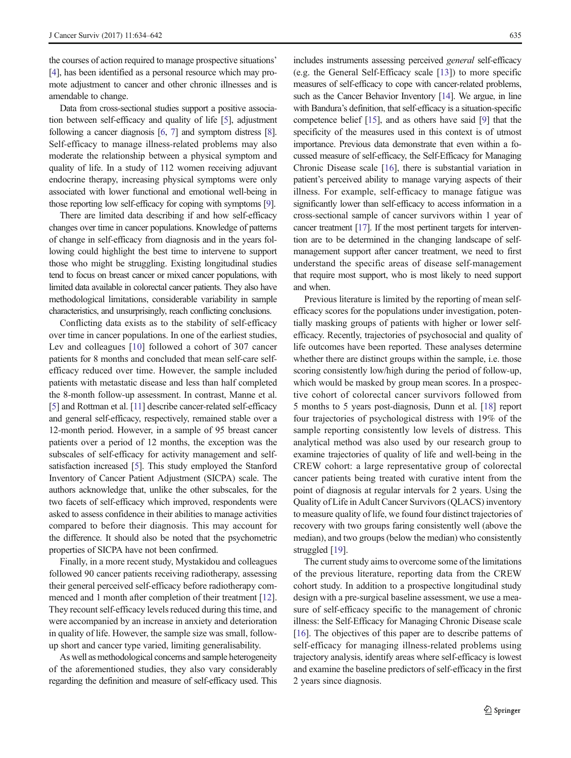the courses of action required to manage prospective situations' [4], has been identified as a personal resource which may promote adjustment to cancer and other chronic illnesses and is amendable to change.

Data from cross-sectional studies support a positive association between self-efficacy and quality of life [5], adjustment following a cancer diagnosis [6, 7] and symptom distress [8]. Self-efficacy to manage illness-related problems may also moderate the relationship between a physical symptom and quality of life. In a study of 112 women receiving adjuvant endocrine therapy, increasing physical symptoms were only associated with lower functional and emotional well-being in those reporting low self-efficacy for coping with symptoms [9].

There are limited data describing if and how self-efficacy changes over time in cancer populations. Knowledge of patterns of change in self-efficacy from diagnosis and in the years following could highlight the best time to intervene to support those who might be struggling. Existing longitudinal studies tend to focus on breast cancer or mixed cancer populations, with limited data available in colorectal cancer patients. They also have methodological limitations, considerable variability in sample characteristics, and unsurprisingly, reach conflicting conclusions.

Conflicting data exists as to the stability of self-efficacy over time in cancer populations. In one of the earliest studies, Lev and colleagues [10] followed a cohort of 307 cancer patients for 8 months and concluded that mean self-care self-efficacy reduced over time. However, the sample included patients with metastatic disease and less than half completed the 8-month follow-up assessment. In contrast, Manne et al. [5] and Rottman et al. [11] describe cancer-related self-efficacy and general self-efficacy, respectively, remained stable over a 12-month period. However, in a sample of 95 breast cancer patients over a period of 12 months, the exception was the subscales of self-efficacy for activity management and self-satisfaction increased [5]. This study employed the Stanford Inventory of Cancer Patient Adjustment (SICPA) scale. The authors acknowledge that, unlike the other subscales, for the two facets of self-efficacy which improved, respondents were asked to assess confidence in their abilities to manage activities compared to before their diagnosis. This may account for the difference. It should also be noted that the psychometric properties of SICPA have not been confirmed.

Finally, in a more recent study, Mystakidou and colleagues followed 90 cancer patients receiving radiotherapy, assessing their general perceived self-efficacy before radiotherapy commenced and 1 month after completion of their treatment [12]. They recount self-efficacy levels reduced during this time, and were accompanied by an increase in anxiety and deterioration in quality of life. However, the sample size was small, follow-up short and cancer type varied, limiting generalisability.

As well as methodological concerns and sample heterogeneity of the aforementioned studies, they also vary considerably regarding the definition and measure of self-efficacy used. This includes instruments assessing perceived *general* self-efficacy (e.g. the General Self-Efficacy scale [13]) to more specific measures of self-efficacy to cope with cancer-related problems, such as the Cancer Behavior Inventory [14]. We argue, in line with Bandura's definition, that self-efficacy is a situation-specific competence belief [15], and as others have said [9] that the specificity of the measures used in this context is of utmost importance. Previous data demonstrate that even within a focussed measure of self-efficacy, the Self-Efficacy for Managing Chronic Disease scale [16], there is substantial variation in patient's perceived ability to manage varying aspects of their illness. For example, self-efficacy to manage fatigue was significantly lower than self-efficacy to access information in a cross-sectional sample of cancer survivors within 1 year of cancer treatment [17]. If the most pertinent targets for intervention are to be determined in the changing landscape of self-management support after cancer treatment, we need to first understand the specific areas of disease self-management that require most support, who is most likely to need support and when.

Previous literature is limited by the reporting of mean self-efficacy scores for the populations under investigation, potentially masking groups of patients with higher or lower self-efficacy. Recently, trajectories of psychosocial and quality of life outcomes have been reported. These analyses determine whether there are distinct groups within the sample, i.e. those scoring consistently low/high during the period of follow-up, which would be masked by group mean scores. In a prospective cohort of colorectal cancer survivors followed from 5 months to 5 years post-diagnosis, Dunn et al. [18] report four trajectories of psychological distress with 19% of the sample reporting consistently low levels of distress. This analytical method was also used by our research group to examine trajectories of quality of life and well-being in the CREW cohort: a large representative group of colorectal cancer patients being treated with curative intent from the point of diagnosis at regular intervals for 2 years. Using the Quality of Life in Adult Cancer Survivors (QLACS) inventory to measure quality of life, we found four distinct trajectories of recovery with two groups faring consistently well (above the median), and two groups (below the median) who consistently struggled [19].

The current study aims to overcome some of the limitations of the previous literature, reporting data from the CREW cohort study. In addition to a prospective longitudinal study design with a pre-surgical baseline assessment, we use a measure of self-efficacy specific to the management of chronic illness: the Self-Efficacy for Managing Chronic Disease scale [16]. The objectives of this paper are to describe patterns of self-efficacy for managing illness-related problems using trajectory analysis, identify areas where self-efficacy is lowest and examine the baseline predictors of self-efficacy in the first 2 years since diagnosis.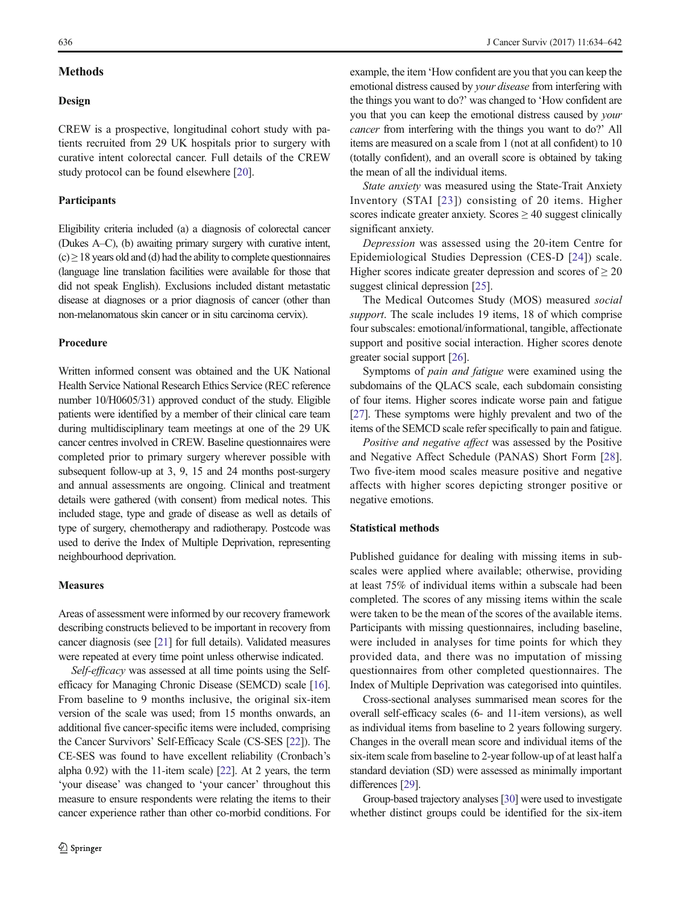## Methods

### Design

CREW is a prospective, longitudinal cohort study with patients recruited from 29 UK hospitals prior to surgery with curative intent colorectal cancer. Full details of the CREW study protocol can be found elsewhere [20].

### Participants

Eligibility criteria included (a) a diagnosis of colorectal cancer (Dukes A–C), (b) awaiting primary surgery with curative intent, (c) ≥ 18 years old and (d) had the ability to complete questionnaires (language line translation facilities were available for those that did not speak English). Exclusions included distant metastatic disease at diagnoses or a prior diagnosis of cancer (other than non-melanomatous skin cancer or in situ carcinoma cervix).

### Procedure

Written informed consent was obtained and the UK National Health Service National Research Ethics Service (REC reference number 10/H0605/31) approved conduct of the study. Eligible patients were identified by a member of their clinical care team during multidisciplinary team meetings at one of the 29 UK cancer centres involved in CREW. Baseline questionnaires were completed prior to primary surgery wherever possible with subsequent follow-up at 3, 9, 15 and 24 months post-surgery and annual assessments are ongoing. Clinical and treatment details were gathered (with consent) from medical notes. This included stage, type and grade of disease as well as details of type of surgery, chemotherapy and radiotherapy. Postcode was used to derive the Index of Multiple Deprivation, representing neighbourhood deprivation.

### Measures

Areas of assessment were informed by our recovery framework describing constructs believed to be important in recovery from cancer diagnosis (see [21] for full details). Validated measures were repeated at every time point unless otherwise indicated.

*Self-efficacy* was assessed at all time points using the Self-efficacy for Managing Chronic Disease (SEMCD) scale [16]. From baseline to 9 months inclusive, the original six-item version of the scale was used; from 15 months onwards, an additional five cancer-specific items were included, comprising the Cancer Survivors' Self-Efficacy Scale (CS-SES [22]). The CE-SES was found to have excellent reliability (Cronbach's alpha 0.92) with the 11-item scale) [22]. At 2 years, the term 'your disease' was changed to 'your cancer' throughout this measure to ensure respondents were relating the items to their cancer experience rather than other co-morbid conditions. For example, the item 'How confident are you that you can keep the emotional distress caused by *your disease* from interfering with the things you want to do?' was changed to 'How confident are you that you can keep the emotional distress caused by *your cancer* from interfering with the things you want to do?' All items are measured on a scale from 1 (not at all confident) to 10 (totally confident), and an overall score is obtained by taking the mean of all the individual items.

*State anxiety* was measured using the State-Trait Anxiety Inventory (STAI [23]) consisting of 20 items. Higher scores indicate greater anxiety. Scores ≥ 40 suggest clinically significant anxiety.

*Depression* was assessed using the 20-item Centre for Epidemiological Studies Depression (CES-D [24]) scale. Higher scores indicate greater depression and scores of ≥ 20 suggest clinical depression [25].

The Medical Outcomes Study (MOS) measured *social support*. The scale includes 19 items, 18 of which comprise four subscales: emotional/informational, tangible, affectionate support and positive social interaction. Higher scores denote greater social support [26].

Symptoms of *pain and fatigue* were examined using the subdomains of the QLACS scale, each subdomain consisting of four items. Higher scores indicate worse pain and fatigue [27]. These symptoms were highly prevalent and two of the items of the SEMCD scale refer specifically to pain and fatigue.

*Positive and negative affect* was assessed by the Positive and Negative Affect Schedule (PANAS) Short Form [28]. Two five-item mood scales measure positive and negative affects with higher scores depicting stronger positive or negative emotions.

### Statistical methods

Published guidance for dealing with missing items in subscales were applied where available; otherwise, providing at least 75% of individual items within a subscale had been completed. The scores of any missing items within the scale were taken to be the mean of the scores of the available items. Participants with missing questionnaires, including baseline, were included in analyses for time points for which they provided data, and there was no imputation of missing questionnaires from other completed questionnaires. The Index of Multiple Deprivation was categorised into quintiles.

Cross-sectional analyses summarised mean scores for the overall self-efficacy scales (6- and 11-item versions), as well as individual items from baseline to 2 years following surgery. Changes in the overall mean score and individual items of the six-item scale from baseline to 2-year follow-up of at least half a standard deviation (SD) were assessed as minimally important differences [29].

Group-based trajectory analyses [30] were used to investigate whether distinct groups could be identified for the six-item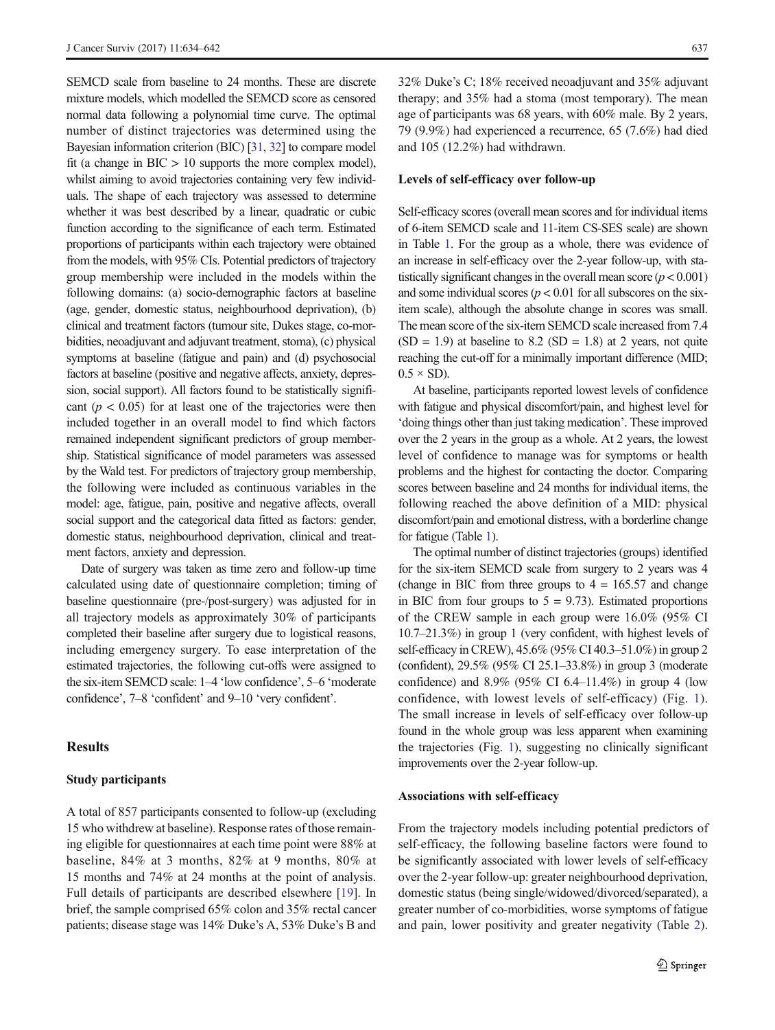SEMCD scale from baseline to 24 months. These are discrete mixture models, which modelled the SEMCD score as censored normal data following a polynomial time curve. The optimal number of distinct trajectories was determined using the Bayesian information criterion (BIC) [31, 32] to compare model fit (a change in BIC > 10 supports the more complex model), whilst aiming to avoid trajectories containing very few individuals. The shape of each trajectory was assessed to determine whether it was best described by a linear, quadratic or cubic function according to the significance of each term. Estimated proportions of participants within each trajectory were obtained from the models, with 95% CIs. Potential predictors of trajectory group membership were included in the models within the following domains: (a) socio-demographic factors at baseline (age, gender, domestic status, neighbourhood deprivation), (b) clinical and treatment factors (tumour site, Dukes stage, co-morbidities, neoadjuvant and adjuvant treatment, stoma), (c) physical symptoms at baseline (fatigue and pain) and (d) psychosocial factors at baseline (positive and negative affects, anxiety, depression, social support). All factors found to be statistically significant ($p < 0.05$) for at least one of the trajectories were then included together in an overall model to find which factors remained independent significant predictors of group membership. Statistical significance of model parameters was assessed by the Wald test. For predictors of trajectory group membership, the following were included as continuous variables in the model: age, fatigue, pain, positive and negative affects, overall social support and the categorical data fitted as factors: gender, domestic status, neighbourhood deprivation, clinical and treatment factors, anxiety and depression.

Date of surgery was taken as time zero and follow-up time calculated using date of questionnaire completion; timing of baseline questionnaire (pre-/post-surgery) was adjusted for in all trajectory models as approximately 30% of participants completed their baseline after surgery due to logistical reasons, including emergency surgery. To ease interpretation of the estimated trajectories, the following cut-offs were assigned to the six-item SEMCD scale: 1–4 'low confidence', 5–6 'moderate confidence', 7–8 'confident' and 9–10 'very confident'.

## Results

### Study participants

A total of 857 participants consented to follow-up (excluding 15 who withdrew at baseline). Response rates of those remaining eligible for questionnaires at each time point were 88% at baseline, 84% at 3 months, 82% at 9 months, 80% at 15 months and 74% at 24 months at the point of analysis. Full details of participants are described elsewhere [19]. In brief, the sample comprised 65% colon and 35% rectal cancer patients; disease stage was 14% Duke's A, 53% Duke's B and 32% Duke's C; 18% received neoadjuvant and 35% adjuvant therapy; and 35% had a stoma (most temporary). The mean age of participants was 68 years, with 60% male. By 2 years, 79 (9.9%) had experienced a recurrence, 65 (7.6%) had died and 105 (12.2%) had withdrawn.

### Levels of self-efficacy over follow-up

Self-efficacy scores (overall mean scores and for individual items of 6-item SEMCD scale and 11-item CS-SES scale) are shown in Table 1. For the group as a whole, there was evidence of an increase in self-efficacy over the 2-year follow-up, with statistically significant changes in the overall mean score ($p < 0.001$) and some individual scores ($p < 0.01$ for all subscores on the six-item scale), although the absolute change in scores was small. The mean score of the six-item SEMCD scale increased from 7.4 (SD = 1.9) at baseline to 8.2 (SD = 1.8) at 2 years, not quite reaching the cut-off for a minimally important difference (MID; $0.5 \times$ SD).

At baseline, participants reported lowest levels of confidence with fatigue and physical discomfort/pain, and highest level for 'doing things other than just taking medication'. These improved over the 2 years in the group as a whole. At 2 years, the lowest level of confidence to manage was for symptoms or health problems and the highest for contacting the doctor. Comparing scores between baseline and 24 months for individual items, the following reached the above definition of a MID: physical discomfort/pain and emotional distress, with a borderline change for fatigue (Table 1).

The optimal number of distinct trajectories (groups) identified for the six-item SEMCD scale from surgery to 2 years was 4 (change in BIC from three groups to 4 = 165.57 and change in BIC from four groups to 5 = 9.73). Estimated proportions of the CREW sample in each group were 16.0% (95% CI 10.7–21.3%) in group 1 (very confident, with highest levels of self-efficacy in CREW), 45.6% (95% CI 40.3–51.0%) in group 2 (confident), 29.5% (95% CI 25.1–33.8%) in group 3 (moderate confidence) and 8.9% (95% CI 6.4–11.4%) in group 4 (low confidence, with lowest levels of self-efficacy) (Fig. 1). The small increase in levels of self-efficacy over follow-up found in the whole group was less apparent when examining the trajectories (Fig. 1), suggesting no clinically significant improvements over the 2-year follow-up.

### Associations with self-efficacy

From the trajectory models including potential predictors of self-efficacy, the following baseline factors were found to be significantly associated with lower levels of self-efficacy over the 2-year follow-up: greater neighbourhood deprivation, domestic status (being single/widowed/divorced/separated), a greater number of co-morbidities, worse symptoms of fatigue and pain, lower positivity and greater negativity (Table 2).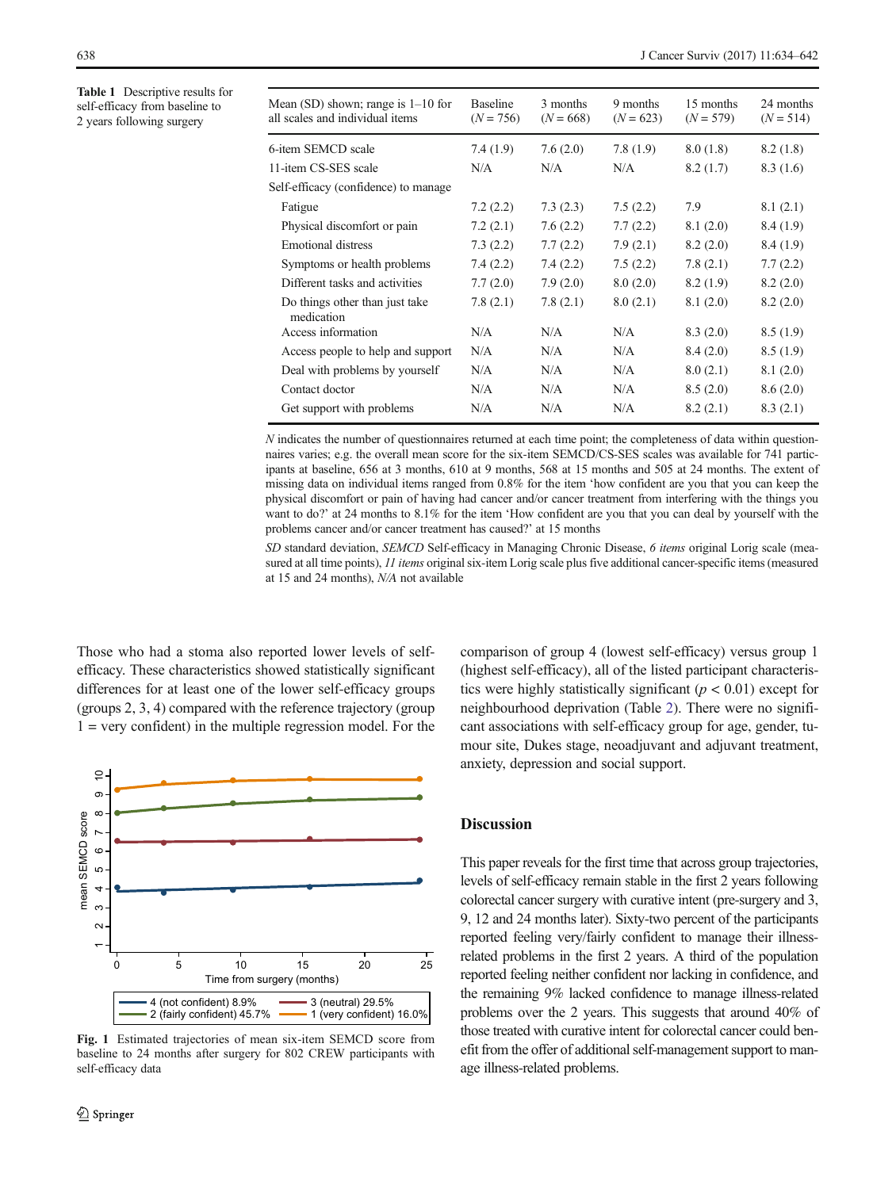**Table 1** Descriptive results for self-efficacy from baseline to 2 years following surgery

| Mean (SD) shown; range is 1–10 for all scales and individual items | Baseline ($N$ = 756) | 3 months ($N$ = 668) | 9 months ($N$ = 623) | 15 months ($N$ = 579) | 24 months ($N$ = 514) |
|---|---|---|---|---|---|
| 6-item SEMCD scale | 7.4 (1.9) | 7.6 (2.0) | 7.8 (1.9) | 8.0 (1.8) | 8.2 (1.8) |
| 11-item CS-SES scale | N/A | N/A | N/A | 8.2 (1.7) | 8.3 (1.6) |
| Self-efficacy (confidence) to manage | | | | | |
| Fatigue | 7.2 (2.2) | 7.3 (2.3) | 7.5 (2.2) | 7.9 | 8.1 (2.1) |
| Physical discomfort or pain | 7.2 (2.1) | 7.6 (2.2) | 7.7 (2.2) | 8.1 (2.0) | 8.4 (1.9) |
| Emotional distress | 7.3 (2.2) | 7.7 (2.2) | 7.9 (2.1) | 8.2 (2.0) | 8.4 (1.9) |
| Symptoms or health problems | 7.4 (2.2) | 7.4 (2.2) | 7.5 (2.2) | 7.8 (2.1) | 7.7 (2.2) |
| Different tasks and activities | 7.7 (2.0) | 7.9 (2.0) | 8.0 (2.0) | 8.2 (1.9) | 8.2 (2.0) |
| Do things other than just take medication | 7.8 (2.1) | 7.8 (2.1) | 8.0 (2.1) | 8.1 (2.0) | 8.2 (2.0) |
| Access information | N/A | N/A | N/A | 8.3 (2.0) | 8.5 (1.9) |
| Access people to help and support | N/A | N/A | N/A | 8.4 (2.0) | 8.5 (1.9) |
| Deal with problems by yourself | N/A | N/A | N/A | 8.0 (2.1) | 8.1 (2.0) |
| Contact doctor | N/A | N/A | N/A | 8.5 (2.0) | 8.6 (2.0) |
| Get support with problems | N/A | N/A | N/A | 8.2 (2.1) | 8.3 (2.1) |

*N* indicates the number of questionnaires returned at each time point; the completeness of data within questionnaires varies; e.g. the overall mean score for the six-item SEMCD/CS-SES scales was available for 741 participants at baseline, 656 at 3 months, 610 at 9 months, 568 at 15 months and 505 at 24 months. The extent of missing data on individual items ranged from 0.8% for the item 'how confident are you that you can keep the physical discomfort or pain of having had cancer and/or cancer treatment from interfering with the things you want to do?' at 24 months to 8.1% for the item 'How confident are you that you can deal by yourself with the problems cancer and/or cancer treatment has caused?' at 15 months

*SD* standard deviation, *SEMCD* Self-efficacy in Managing Chronic Disease, *6 items* original Lorig scale (measured at all time points), *11 items* original six-item Lorig scale plus five additional cancer-specific items (measured at 15 and 24 months), *N/A* not available

Those who had a stoma also reported lower levels of self-efficacy. These characteristics showed statistically significant differences for at least one of the lower self-efficacy groups (groups 2, 3, 4) compared with the reference trajectory (group 1 = very confident) in the multiple regression model. For the comparison of group 4 (lowest self-efficacy) versus group 1 (highest self-efficacy), all of the listed participant characteristics were highly statistically significant ($p < 0.01$) except for neighbourhood deprivation (Table 2). There were no significant associations with self-efficacy group for age, gender, tumour site, Dukes stage, neoadjuvant and adjuvant treatment, anxiety, depression and social support.

**Fig. 1** Estimated trajectories of mean six-item SEMCD score from baseline to 24 months after surgery for 802 CREW participants with self-efficacy data

## Discussion

This paper reveals for the first time that across group trajectories, levels of self-efficacy remain stable in the first 2 years following colorectal cancer surgery with curative intent (pre-surgery and 3, 9, 12 and 24 months later). Sixty-two percent of the participants reported feeling very/fairly confident to manage their illness-related problems in the first 2 years. A third of the population reported feeling neither confident nor lacking in confidence, and the remaining 9% lacked confidence to manage illness-related problems over the 2 years. This suggests that around 40% of those treated with curative intent for colorectal cancer could benefit from the offer of additional self-management support to manage illness-related problems.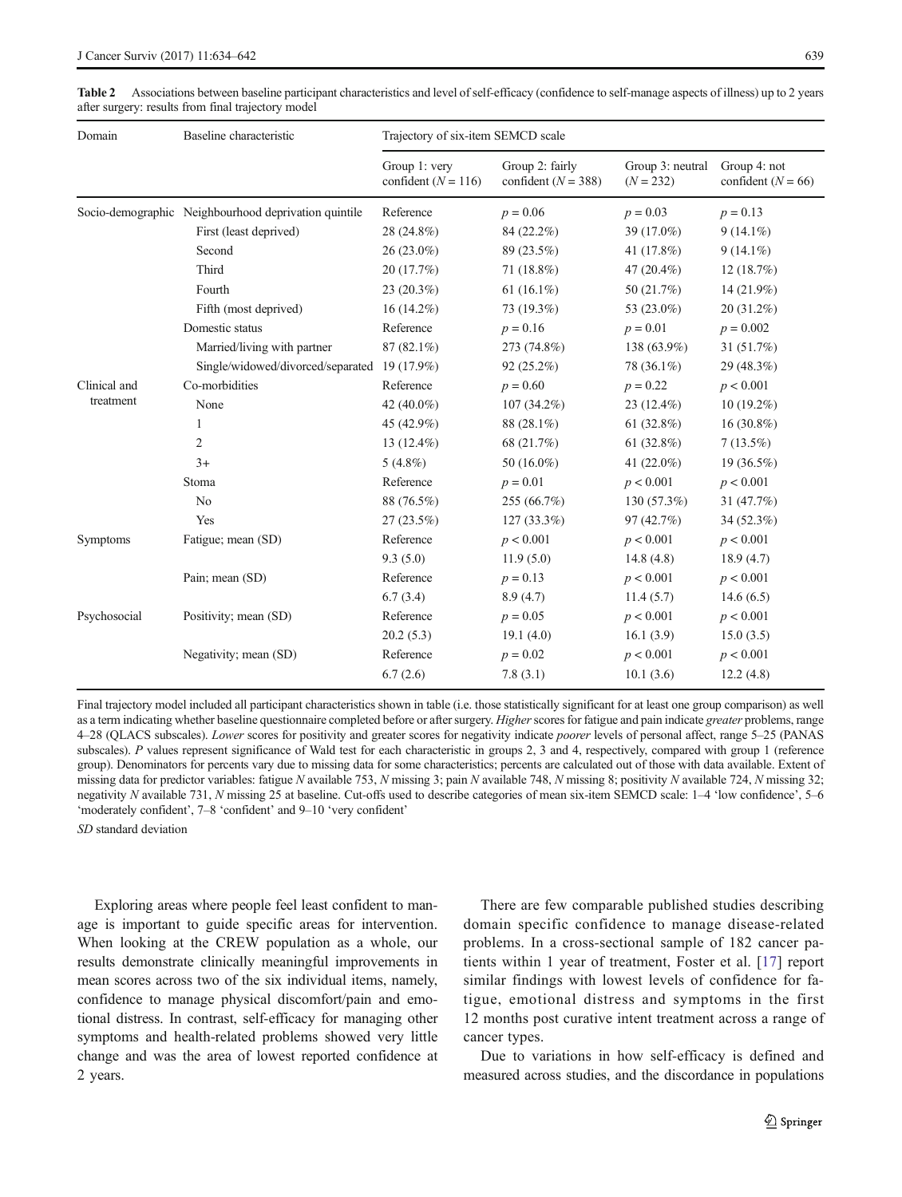**Table 2** Associations between baseline participant characteristics and level of self-efficacy (confidence to self-manage aspects of illness) up to 2 years after surgery: results from final trajectory model

| Domain | Baseline characteristic | Trajectory of six-item SEMCD scale | | | |
|---|---|---|---|---|---|
| | | Group 1: very confident ($N = 116$) | Group 2: fairly confident ($N = 388$) | Group 3: neutral ($N = 232$) | Group 4: not confident ($N = 66$) |
| Socio-demographic | Neighbourhood deprivation quintile | Reference | $p = 0.06$ | $p = 0.03$ | $p = 0.13$ |
| | First (least deprived) | 28 (24.8%) | 84 (22.2%) | 39 (17.0%) | 9 (14.1%) |
| | Second | 26 (23.0%) | 89 (23.5%) | 41 (17.8%) | 9 (14.1%) |
| | Third | 20 (17.7%) | 71 (18.8%) | 47 (20.4%) | 12 (18.7%) |
| | Fourth | 23 (20.3%) | 61 (16.1%) | 50 (21.7%) | 14 (21.9%) |
| | Fifth (most deprived) | 16 (14.2%) | 73 (19.3%) | 53 (23.0%) | 20 (31.2%) |
| | Domestic status | Reference | $p = 0.16$ | $p = 0.01$ | $p = 0.002$ |
| | Married/living with partner | 87 (82.1%) | 273 (74.8%) | 138 (63.9%) | 31 (51.7%) |
| | Single/widowed/divorced/separated | 19 (17.9%) | 92 (25.2%) | 78 (36.1%) | 29 (48.3%) |
| Clinical and treatment | Co-morbidities | Reference | $p = 0.60$ | $p = 0.22$ | $p < 0.001$ |
| | None | 42 (40.0%) | 107 (34.2%) | 23 (12.4%) | 10 (19.2%) |
| | 1 | 45 (42.9%) | 88 (28.1%) | 61 (32.8%) | 16 (30.8%) |
| | 2 | 13 (12.4%) | 68 (21.7%) | 61 (32.8%) | 7 (13.5%) |
| | 3+ | 5 (4.8%) | 50 (16.0%) | 41 (22.0%) | 19 (36.5%) |
| | Stoma | Reference | $p = 0.01$ | $p < 0.001$ | $p < 0.001$ |
| | No | 88 (76.5%) | 255 (66.7%) | 130 (57.3%) | 31 (47.7%) |
| | Yes | 27 (23.5%) | 127 (33.3%) | 97 (42.7%) | 34 (52.3%) |
| Symptoms | Fatigue; mean (SD) | Reference | $p < 0.001$ | $p < 0.001$ | $p < 0.001$ |
| | | 9.3 (5.0) | 11.9 (5.0) | 14.8 (4.8) | 18.9 (4.7) |
| | Pain; mean (SD) | Reference | $p = 0.13$ | $p < 0.001$ | $p < 0.001$ |
| | | 6.7 (3.4) | 8.9 (4.7) | 11.4 (5.7) | 14.6 (6.5) |
| Psychosocial | Positivity; mean (SD) | Reference | $p = 0.05$ | $p < 0.001$ | $p < 0.001$ |
| | | 20.2 (5.3) | 19.1 (4.0) | 16.1 (3.9) | 15.0 (3.5) |
| | Negativity; mean (SD) | Reference | $p = 0.02$ | $p < 0.001$ | $p < 0.001$ |
| | | 6.7 (2.6) | 7.8 (3.1) | 10.1 (3.6) | 12.2 (4.8) |

Final trajectory model included all participant characteristics shown in table (i.e. those statistically significant for at least one group comparison) as well as a term indicating whether baseline questionnaire completed before or after surgery. *Higher* scores for fatigue and pain indicate *greater* problems, range 4–28 (QLACS subscales). *Lower* scores for positivity and greater scores for negativity indicate *poorer* levels of personal affect, range 5–25 (PANAS subscales). *P* values represent significance of Wald test for each characteristic in groups 2, 3 and 4, respectively, compared with group 1 (reference group). Denominators for percents vary due to missing data for some characteristics; percents are calculated out of those with data available. Extent of missing data for predictor variables: fatigue *N* available 753, *N* missing 3; pain *N* available 748, *N* missing 8; positivity *N* available 724, *N* missing 32; negativity *N* available 731, *N* missing 25 at baseline. Cut-offs used to describe categories of mean six-item SEMCD scale: 1–4 'low confidence', 5–6 'moderately confident', 7–8 'confident' and 9–10 'very confident'

*SD* standard deviation

Exploring areas where people feel least confident to manage is important to guide specific areas for intervention. When looking at the CREW population as a whole, our results demonstrate clinically meaningful improvements in mean scores across two of the six individual items, namely, confidence to manage physical discomfort/pain and emotional distress. In contrast, self-efficacy for managing other symptoms and health-related problems showed very little change and was the area of lowest reported confidence at 2 years.

There are few comparable published studies describing domain specific confidence to manage disease-related problems. In a cross-sectional sample of 182 cancer patients within 1 year of treatment, Foster et al. [17] report similar findings with lowest levels of confidence for fatigue, emotional distress and symptoms in the first 12 months post curative intent treatment across a range of cancer types.

Due to variations in how self-efficacy is defined and measured across studies, and the discordance in populations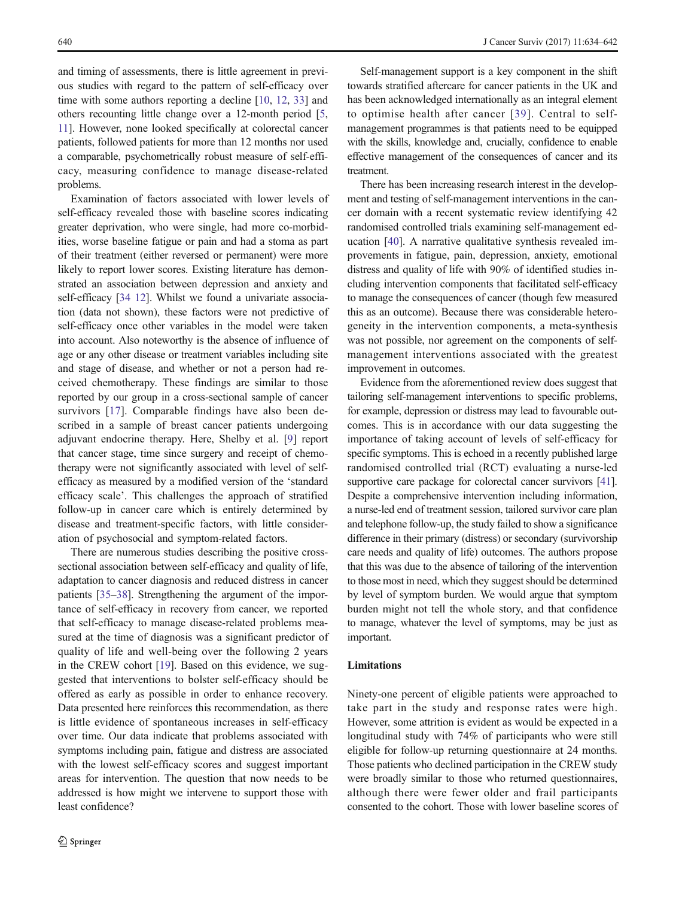and timing of assessments, there is little agreement in previous studies with regard to the pattern of self-efficacy over time with some authors reporting a decline [10, 12, 33] and others recounting little change over a 12-month period [5, 11]. However, none looked specifically at colorectal cancer patients, followed patients for more than 12 months nor used a comparable, psychometrically robust measure of self-efficacy, measuring confidence to manage disease-related problems.

Examination of factors associated with lower levels of self-efficacy revealed those with baseline scores indicating greater deprivation, who were single, had more co-morbidities, worse baseline fatigue or pain and had a stoma as part of their treatment (either reversed or permanent) were more likely to report lower scores. Existing literature has demonstrated an association between depression and anxiety and self-efficacy [34 12]. Whilst we found a univariate association (data not shown), these factors were not predictive of self-efficacy once other variables in the model were taken into account. Also noteworthy is the absence of influence of age or any other disease or treatment variables including site and stage of disease, and whether or not a person had received chemotherapy. These findings are similar to those reported by our group in a cross-sectional sample of cancer survivors [17]. Comparable findings have also been described in a sample of breast cancer patients undergoing adjuvant endocrine therapy. Here, Shelby et al. [9] report that cancer stage, time since surgery and receipt of chemotherapy were not significantly associated with level of self-efficacy as measured by a modified version of the 'standard efficacy scale'. This challenges the approach of stratified follow-up in cancer care which is entirely determined by disease and treatment-specific factors, with little consideration of psychosocial and symptom-related factors.

There are numerous studies describing the positive cross-sectional association between self-efficacy and quality of life, adaptation to cancer diagnosis and reduced distress in cancer patients [35–38]. Strengthening the argument of the importance of self-efficacy in recovery from cancer, we reported that self-efficacy to manage disease-related problems measured at the time of diagnosis was a significant predictor of quality of life and well-being over the following 2 years in the CREW cohort [19]. Based on this evidence, we suggested that interventions to bolster self-efficacy should be offered as early as possible in order to enhance recovery. Data presented here reinforces this recommendation, as there is little evidence of spontaneous increases in self-efficacy over time. Our data indicate that problems associated with symptoms including pain, fatigue and distress are associated with the lowest self-efficacy scores and suggest important areas for intervention. The question that now needs to be addressed is how might we intervene to support those with least confidence?

Self-management support is a key component in the shift towards stratified aftercare for cancer patients in the UK and has been acknowledged internationally as an integral element to optimise health after cancer [39]. Central to self-management programmes is that patients need to be equipped with the skills, knowledge and, crucially, confidence to enable effective management of the consequences of cancer and its treatment.

There has been increasing research interest in the development and testing of self-management interventions in the cancer domain with a recent systematic review identifying 42 randomised controlled trials examining self-management education [40]. A narrative qualitative synthesis revealed improvements in fatigue, pain, depression, anxiety, emotional distress and quality of life with 90% of identified studies including intervention components that facilitated self-efficacy to manage the consequences of cancer (though few measured this as an outcome). Because there was considerable heterogeneity in the intervention components, a meta-synthesis was not possible, nor agreement on the components of self-management interventions associated with the greatest improvement in outcomes.

Evidence from the aforementioned review does suggest that tailoring self-management interventions to specific problems, for example, depression or distress may lead to favourable outcomes. This is in accordance with our data suggesting the importance of taking account of levels of self-efficacy for specific symptoms. This is echoed in a recently published large randomised controlled trial (RCT) evaluating a nurse-led supportive care package for colorectal cancer survivors [41]. Despite a comprehensive intervention including information, a nurse-led end of treatment session, tailored survivor care plan and telephone follow-up, the study failed to show a significance difference in their primary (distress) or secondary (survivorship care needs and quality of life) outcomes. The authors propose that this was due to the absence of tailoring of the intervention to those most in need, which they suggest should be determined by level of symptom burden. We would argue that symptom burden might not tell the whole story, and that confidence to manage, whatever the level of symptoms, may be just as important.

### Limitations

Ninety-one percent of eligible patients were approached to take part in the study and response rates were high. However, some attrition is evident as would be expected in a longitudinal study with 74% of participants who were still eligible for follow-up returning questionnaire at 24 months. Those patients who declined participation in the CREW study were broadly similar to those who returned questionnaires, although there were fewer older and frail participants consented to the cohort. Those with lower baseline scores of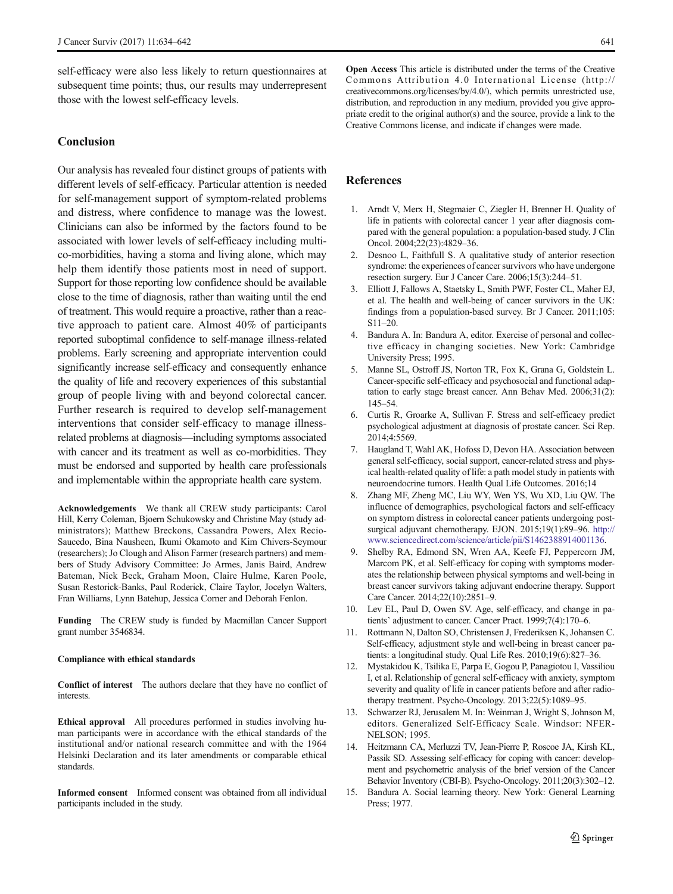self-efficacy were also less likely to return questionnaires at subsequent time points; thus, our results may underrepresent those with the lowest self-efficacy levels.

## Conclusion

Our analysis has revealed four distinct groups of patients with different levels of self-efficacy. Particular attention is needed for self-management support of symptom-related problems and distress, where confidence to manage was the lowest. Clinicians can also be informed by the factors found to be associated with lower levels of self-efficacy including multi-co-morbidities, having a stoma and living alone, which may help them identify those patients most in need of support. Support for those reporting low confidence should be available close to the time of diagnosis, rather than waiting until the end of treatment. This would require a proactive, rather than a reactive approach to patient care. Almost 40% of participants reported suboptimal confidence to self-manage illness-related problems. Early screening and appropriate intervention could significantly increase self-efficacy and consequently enhance the quality of life and recovery experiences of this substantial group of people living with and beyond colorectal cancer. Further research is required to develop self-management interventions that consider self-efficacy to manage illness-related problems at diagnosis—including symptoms associated with cancer and its treatment as well as co-morbidities. They must be endorsed and supported by health care professionals and implementable within the appropriate health care system.

**Acknowledgements** We thank all CREW study participants: Carol Hill, Kerry Coleman, Bjoern Schukowsky and Christine May (study administrators); Matthew Breckons, Cassandra Powers, Alex Recio-Saucedo, Bina Nausheen, Ikumi Okamoto and Kim Chivers-Seymour (researchers); Jo Clough and Alison Farmer (research partners) and members of Study Advisory Committee: Jo Armes, Janis Baird, Andrew Bateman, Nick Beck, Graham Moon, Claire Hulme, Karen Poole, Susan Restorick-Banks, Paul Roderick, Claire Taylor, Jocelyn Walters, Fran Williams, Lynn Batehup, Jessica Corner and Deborah Fenlon.

**Funding** The CREW study is funded by Macmillan Cancer Support grant number 3546834.

**Compliance with ethical standards**

**Conflict of interest** The authors declare that they have no conflict of interests.

**Ethical approval** All procedures performed in studies involving human participants were in accordance with the ethical standards of the institutional and/or national research committee and with the 1964 Helsinki Declaration and its later amendments or comparable ethical standards.

**Informed consent** Informed consent was obtained from all individual participants included in the study.

**Open Access** This article is distributed under the terms of the Creative Commons Attribution 4.0 International License (http://creativecommons.org/licenses/by/4.0/), which permits unrestricted use, distribution, and reproduction in any medium, provided you give appropriate credit to the original author(s) and the source, provide a link to the Creative Commons license, and indicate if changes were made.

## References

1. Arndt V, Merx H, Stegmaier C, Ziegler H, Brenner H. Quality of life in patients with colorectal cancer 1 year after diagnosis compared with the general population: a population-based study. J Clin Oncol. 2004;22(23):4829–36.
2. Desnoo L, Faithfull S. A qualitative study of anterior resection syndrome: the experiences of cancer survivors who have undergone resection surgery. Eur J Cancer Care. 2006;15(3):244–51.
3. Elliott J, Fallows A, Staetsky L, Smith PWF, Foster CL, Maher EJ, et al. The health and well-being of cancer survivors in the UK: findings from a population-based survey. Br J Cancer. 2011;105: S11–20.
4. Bandura A. In: Bandura A, editor. Exercise of personal and collective efficacy in changing societies. New York: Cambridge University Press; 1995.
5. Manne SL, Ostroff JS, Norton TR, Fox K, Grana G, Goldstein L. Cancer-specific self-efficacy and psychosocial and functional adaptation to early stage breast cancer. Ann Behav Med. 2006;31(2): 145–54.
6. Curtis R, Groarke A, Sullivan F. Stress and self-efficacy predict psychological adjustment at diagnosis of prostate cancer. Sci Rep. 2014;4:5569.
7. Haugland T, Wahl AK, Hofoss D, Devon HA. Association between general self-efficacy, social support, cancer-related stress and physical health-related quality of life: a path model study in patients with neuroendocrine tumors. Health Qual Life Outcomes. 2016;14
8. Zhang MF, Zheng MC, Liu WY, Wen YS, Wu XD, Liu QW. The influence of demographics, psychological factors and self-efficacy on symptom distress in colorectal cancer patients undergoing post-surgical adjuvant chemotherapy. EJON. 2015;19(1):89–96. http://www.sciencedirect.com/science/article/pii/S1462388914001136.
9. Shelby RA, Edmond SN, Wren AA, Keefe FJ, Peppercorn JM, Marcom PK, et al. Self-efficacy for coping with symptoms moderates the relationship between physical symptoms and well-being in breast cancer survivors taking adjuvant endocrine therapy. Support Care Cancer. 2014;22(10):2851–9.
10. Lev EL, Paul D, Owen SV. Age, self-efficacy, and change in patients' adjustment to cancer. Cancer Pract. 1999;7(4):170–6.
11. Rottmann N, Dalton SO, Christensen J, Frederiksen K, Johansen C. Self-efficacy, adjustment style and well-being in breast cancer patients: a longitudinal study. Qual Life Res. 2010;19(6):827–36.
12. Mystakidou K, Tsilika E, Parpa E, Gogou P, Panagiotou I, Vassiliou I, et al. Relationship of general self-efficacy with anxiety, symptom severity and quality of life in cancer patients before and after radiotherapy treatment. Psycho-Oncology. 2013;22(5):1089–95.
13. Schwarzer RJ, Jerusalem M. In: Weinman J, Wright S, Johnson M, editors. Generalized Self-Efficacy Scale. Windsor: NFER-NELSON; 1995.
14. Heitzmann CA, Merluzzi TV, Jean-Pierre P, Roscoe JA, Kirsh KL, Passik SD. Assessing self-efficacy for coping with cancer: development and psychometric analysis of the brief version of the Cancer Behavior Inventory (CBI-B). Psycho-Oncology. 2011;20(3):302–12.
15. Bandura A. Social learning theory. New York: General Learning Press; 1977.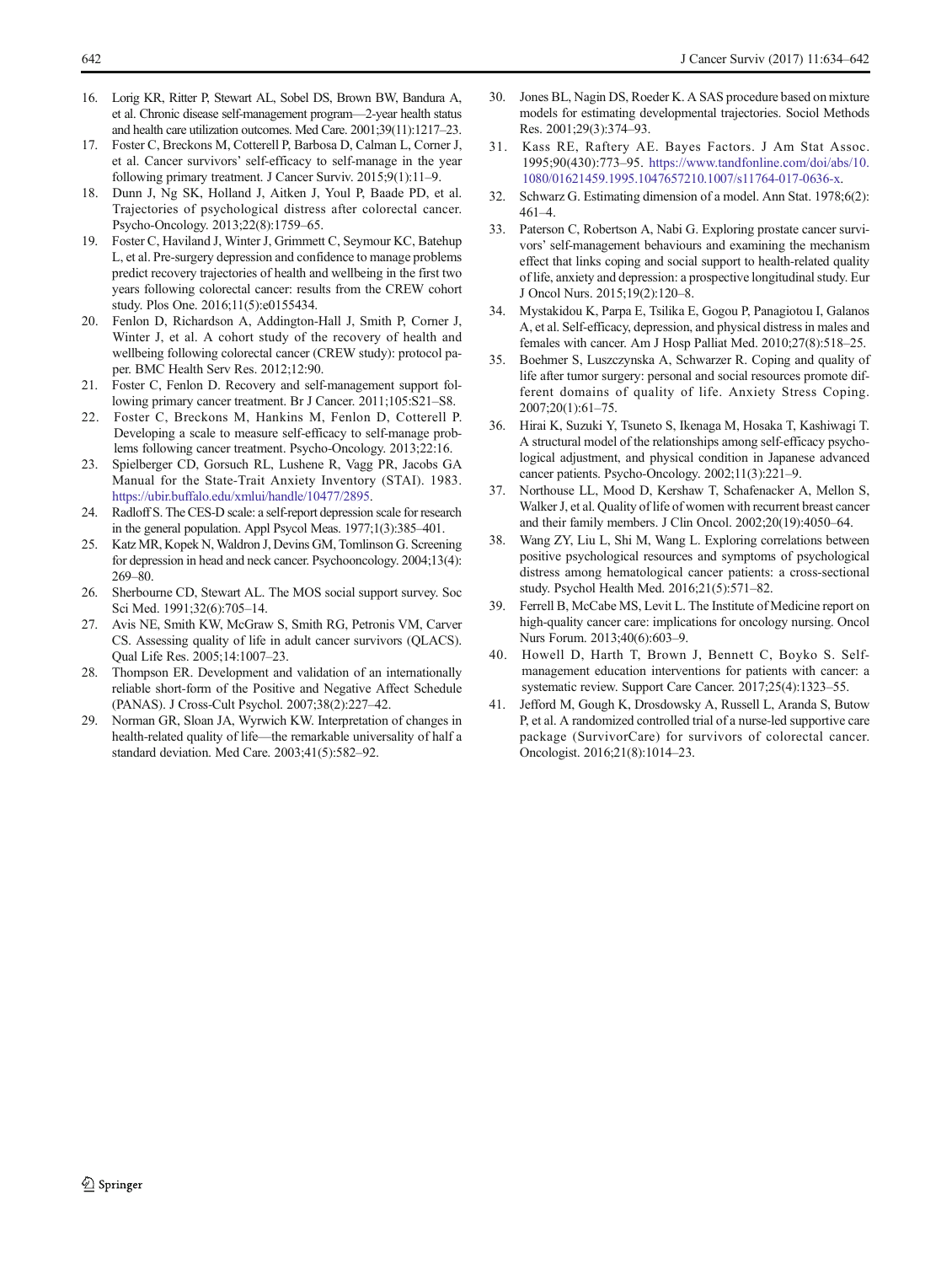16. Lorig KR, Ritter P, Stewart AL, Sobel DS, Brown BW, Bandura A, et al. Chronic disease self-management program—2-year health status and health care utilization outcomes. Med Care. 2001;39(11):1217–23.
17. Foster C, Breckons M, Cotterell P, Barbosa D, Calman L, Corner J, et al. Cancer survivors' self-efficacy to self-manage in the year following primary treatment. J Cancer Surviv. 2015;9(1):11–9.
18. Dunn J, Ng SK, Holland J, Aitken J, Youl P, Baade PD, et al. Trajectories of psychological distress after colorectal cancer. Psycho-Oncology. 2013;22(8):1759–65.
19. Foster C, Haviland J, Winter J, Grimmett C, Seymour KC, Batehup L, et al. Pre-surgery depression and confidence to manage problems predict recovery trajectories of health and wellbeing in the first two years following colorectal cancer: results from the CREW cohort study. Plos One. 2016;11(5):e0155434.
20. Fenlon D, Richardson A, Addington-Hall J, Smith P, Corner J, Winter J, et al. A cohort study of the recovery of health and wellbeing following colorectal cancer (CREW study): protocol paper. BMC Health Serv Res. 2012;12:90.
21. Foster C, Fenlon D. Recovery and self-management support following primary cancer treatment. Br J Cancer. 2011;105:S21–S8.
22. Foster C, Breckons M, Hankins M, Fenlon D, Cotterell P. Developing a scale to measure self-efficacy to self-manage problems following cancer treatment. Psycho-Oncology. 2013;22:16.
23. Spielberger CD, Gorsuch RL, Lushene R, Vagg PR, Jacobs GA Manual for the State-Trait Anxiety Inventory (STAI). 1983. https://ubir.buffalo.edu/xmlui/handle/10477/2895.
24. Radloff S. The CES-D scale: a self-report depression scale for research in the general population. Appl Psycol Meas. 1977;1(3):385–401.
25. Katz MR, Kopek N, Waldron J, Devins GM, Tomlinson G. Screening for depression in head and neck cancer. Psychooncology. 2004;13(4):269–80.
26. Sherbourne CD, Stewart AL. The MOS social support survey. Soc Sci Med. 1991;32(6):705–14.
27. Avis NE, Smith KW, McGraw S, Smith RG, Petronis VM, Carver CS. Assessing quality of life in adult cancer survivors (QLACS). Qual Life Res. 2005;14:1007–23.
28. Thompson ER. Development and validation of an internationally reliable short-form of the Positive and Negative Affect Schedule (PANAS). J Cross-Cult Psychol. 2007;38(2):227–42.
29. Norman GR, Sloan JA, Wyrwich KW. Interpretation of changes in health-related quality of life—the remarkable universality of half a standard deviation. Med Care. 2003;41(5):582–92.
30. Jones BL, Nagin DS, Roeder K. A SAS procedure based on mixture models for estimating developmental trajectories. Sociol Methods Res. 2001;29(3):374–93.
31. Kass RE, Raftery AE. Bayes Factors. J Am Stat Assoc. 1995;90(430):773–95. https://www.tandfonline.com/doi/abs/10.1080/01621459.1995.1047657210.1007/s11764-017-0636-x.
32. Schwarz G. Estimating dimension of a model. Ann Stat. 1978;6(2):461–4.
33. Paterson C, Robertson A, Nabi G. Exploring prostate cancer survivors' self-management behaviours and examining the mechanism effect that links coping and social support to health-related quality of life, anxiety and depression: a prospective longitudinal study. Eur J Oncol Nurs. 2015;19(2):120–8.
34. Mystakidou K, Parpa E, Tsilika E, Gogou P, Panagiotou I, Galanos A, et al. Self-efficacy, depression, and physical distress in males and females with cancer. Am J Hosp Palliat Med. 2010;27(8):518–25.
35. Boehmer S, Luszczynska A, Schwarzer R. Coping and quality of life after tumor surgery: personal and social resources promote different domains of quality of life. Anxiety Stress Coping. 2007;20(1):61–75.
36. Hirai K, Suzuki Y, Tsuneto S, Ikenaga M, Hosaka T, Kashiwagi T. A structural model of the relationships among self-efficacy psychological adjustment, and physical condition in Japanese advanced cancer patients. Psycho-Oncology. 2002;11(3):221–9.
37. Northouse LL, Mood D, Kershaw T, Schafenacker A, Mellon S, Walker J, et al. Quality of life of women with recurrent breast cancer and their family members. J Clin Oncol. 2002;20(19):4050–64.
38. Wang ZY, Liu L, Shi M, Wang L. Exploring correlations between positive psychological resources and symptoms of psychological distress among hematological cancer patients: a cross-sectional study. Psychol Health Med. 2016;21(5):571–82.
39. Ferrell B, McCabe MS, Levit L. The Institute of Medicine report on high-quality cancer care: implications for oncology nursing. Oncol Nurs Forum. 2013;40(6):603–9.
40. Howell D, Harth T, Brown J, Bennett C, Boyko S. Self-management education interventions for patients with cancer: a systematic review. Support Care Cancer. 2017;25(4):1323–55.
41. Jefford M, Gough K, Drosdowsky A, Russell L, Aranda S, Butow P, et al. A randomized controlled trial of a nurse-led supportive care package (SurvivorCare) for survivors of colorectal cancer. Oncologist. 2016;21(8):1014–23.